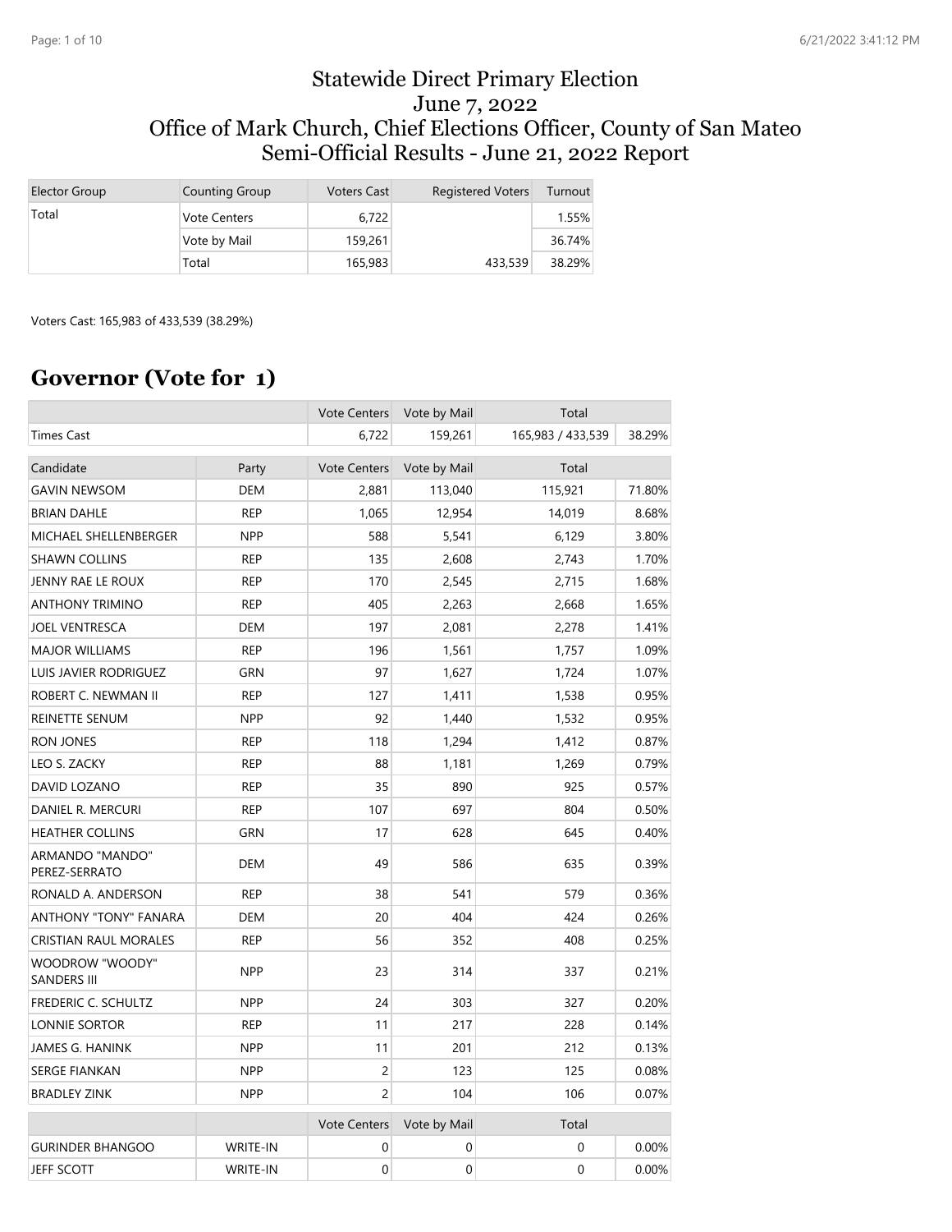# Statewide Direct Primary Election
# June 7, 2022
# Office of Mark Church, Chief Elections Officer, County of San Mateo
# Semi-Official Results - June 21, 2022 Report

| Elector Group | Counting Group | Voters Cast | Registered Voters | Turnout |
|---|---|---|---|---|
| Total | Vote Centers | 6,722 | | 1.55% |
| | Vote by Mail | 159,261 | | 36.74% |
| | Total | 165,983 | 433,539 | 38.29% |

Voters Cast: 165,983 of 433,539 (38.29%)

## Governor (Vote for 1)

| | | Vote Centers | Vote by Mail | Total | |
|---|---|---|---|---|---|
| Times Cast | | 6,722 | 159,261 | 165,983 / 433,539 | 38.29% |
| **Candidate** | **Party** | **Vote Centers** | **Vote by Mail** | **Total** | |
| GAVIN NEWSOM | DEM | 2,881 | 113,040 | 115,921 | 71.80% |
| BRIAN DAHLE | REP | 1,065 | 12,954 | 14,019 | 8.68% |
| MICHAEL SHELLENBERGER | NPP | 588 | 5,541 | 6,129 | 3.80% |
| SHAWN COLLINS | REP | 135 | 2,608 | 2,743 | 1.70% |
| JENNY RAE LE ROUX | REP | 170 | 2,545 | 2,715 | 1.68% |
| ANTHONY TRIMINO | REP | 405 | 2,263 | 2,668 | 1.65% |
| JOEL VENTRESCA | DEM | 197 | 2,081 | 2,278 | 1.41% |
| MAJOR WILLIAMS | REP | 196 | 1,561 | 1,757 | 1.09% |
| LUIS JAVIER RODRIGUEZ | GRN | 97 | 1,627 | 1,724 | 1.07% |
| ROBERT C. NEWMAN II | REP | 127 | 1,411 | 1,538 | 0.95% |
| REINETTE SENUM | NPP | 92 | 1,440 | 1,532 | 0.95% |
| RON JONES | REP | 118 | 1,294 | 1,412 | 0.87% |
| LEO S. ZACKY | REP | 88 | 1,181 | 1,269 | 0.79% |
| DAVID LOZANO | REP | 35 | 890 | 925 | 0.57% |
| DANIEL R. MERCURI | REP | 107 | 697 | 804 | 0.50% |
| HEATHER COLLINS | GRN | 17 | 628 | 645 | 0.40% |
| ARMANDO "MANDO" PEREZ-SERRATO | DEM | 49 | 586 | 635 | 0.39% |
| RONALD A. ANDERSON | REP | 38 | 541 | 579 | 0.36% |
| ANTHONY "TONY" FANARA | DEM | 20 | 404 | 424 | 0.26% |
| CRISTIAN RAUL MORALES | REP | 56 | 352 | 408 | 0.25% |
| WOODROW "WOODY" SANDERS III | NPP | 23 | 314 | 337 | 0.21% |
| FREDERIC C. SCHULTZ | NPP | 24 | 303 | 327 | 0.20% |
| LONNIE SORTOR | REP | 11 | 217 | 228 | 0.14% |
| JAMES G. HANINK | NPP | 11 | 201 | 212 | 0.13% |
| SERGE FIANKAN | NPP | 2 | 123 | 125 | 0.08% |
| BRADLEY ZINK | NPP | 2 | 104 | 106 | 0.07% |
| | | **Vote Centers** | **Vote by Mail** | **Total** | |
| GURINDER BHANGOO | WRITE-IN | 0 | 0 | 0 | 0.00% |
| JEFF SCOTT | WRITE-IN | 0 | 0 | 0 | 0.00% |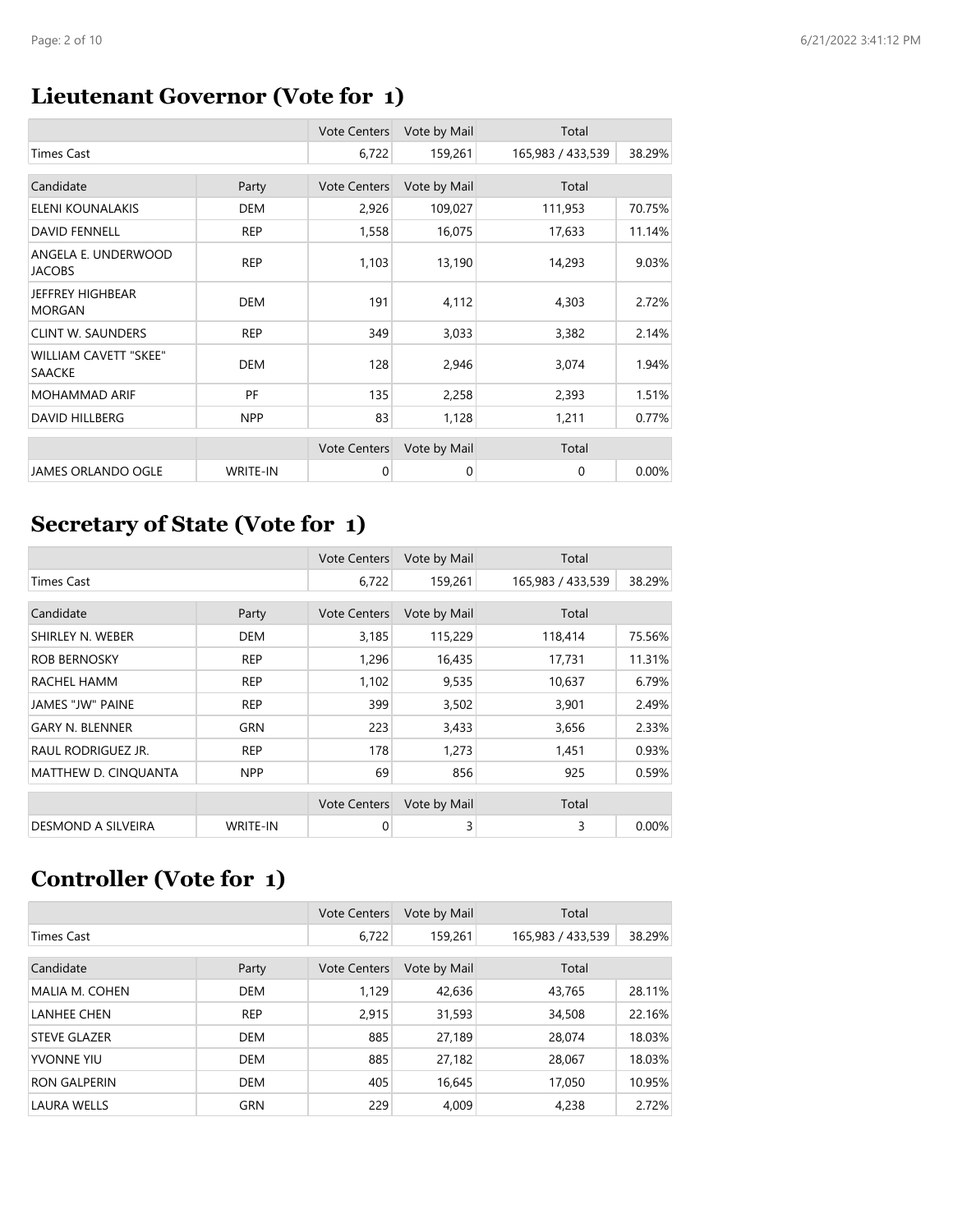## Lieutenant Governor (Vote for 1)

| | | Vote Centers | Vote by Mail | Total | |
|---|---|---|---|---|---|
| Times Cast | | 6,722 | 159,261 | 165,983 / 433,539 | 38.29% |
| Candidate | Party | Vote Centers | Vote by Mail | Total | |
| ELENI KOUNALAKIS | DEM | 2,926 | 109,027 | 111,953 | 70.75% |
| DAVID FENNELL | REP | 1,558 | 16,075 | 17,633 | 11.14% |
| ANGELA E. UNDERWOOD JACOBS | REP | 1,103 | 13,190 | 14,293 | 9.03% |
| JEFFREY HIGHBEAR MORGAN | DEM | 191 | 4,112 | 4,303 | 2.72% |
| CLINT W. SAUNDERS | REP | 349 | 3,033 | 3,382 | 2.14% |
| WILLIAM CAVETT "SKEE" SAACKE | DEM | 128 | 2,946 | 3,074 | 1.94% |
| MOHAMMAD ARIF | PF | 135 | 2,258 | 2,393 | 1.51% |
| DAVID HILLBERG | NPP | 83 | 1,128 | 1,211 | 0.77% |
| | | Vote Centers | Vote by Mail | Total | |
| JAMES ORLANDO OGLE | WRITE-IN | 0 | 0 | 0 | 0.00% |

## Secretary of State (Vote for 1)

| | | Vote Centers | Vote by Mail | Total | |
|---|---|---|---|---|---|
| Times Cast | | 6,722 | 159,261 | 165,983 / 433,539 | 38.29% |
| Candidate | Party | Vote Centers | Vote by Mail | Total | |
| SHIRLEY N. WEBER | DEM | 3,185 | 115,229 | 118,414 | 75.56% |
| ROB BERNOSKY | REP | 1,296 | 16,435 | 17,731 | 11.31% |
| RACHEL HAMM | REP | 1,102 | 9,535 | 10,637 | 6.79% |
| JAMES "JW" PAINE | REP | 399 | 3,502 | 3,901 | 2.49% |
| GARY N. BLENNER | GRN | 223 | 3,433 | 3,656 | 2.33% |
| RAUL RODRIGUEZ JR. | REP | 178 | 1,273 | 1,451 | 0.93% |
| MATTHEW D. CINQUANTA | NPP | 69 | 856 | 925 | 0.59% |
| | | Vote Centers | Vote by Mail | Total | |
| DESMOND A SILVEIRA | WRITE-IN | 0 | 3 | 3 | 0.00% |

## Controller (Vote for 1)

| | | Vote Centers | Vote by Mail | Total | |
|---|---|---|---|---|---|
| Times Cast | | 6,722 | 159,261 | 165,983 / 433,539 | 38.29% |
| Candidate | Party | Vote Centers | Vote by Mail | Total | |
| MALIA M. COHEN | DEM | 1,129 | 42,636 | 43,765 | 28.11% |
| LANHEE CHEN | REP | 2,915 | 31,593 | 34,508 | 22.16% |
| STEVE GLAZER | DEM | 885 | 27,189 | 28,074 | 18.03% |
| YVONNE YIU | DEM | 885 | 27,182 | 28,067 | 18.03% |
| RON GALPERIN | DEM | 405 | 16,645 | 17,050 | 10.95% |
| LAURA WELLS | GRN | 229 | 4,009 | 4,238 | 2.72% |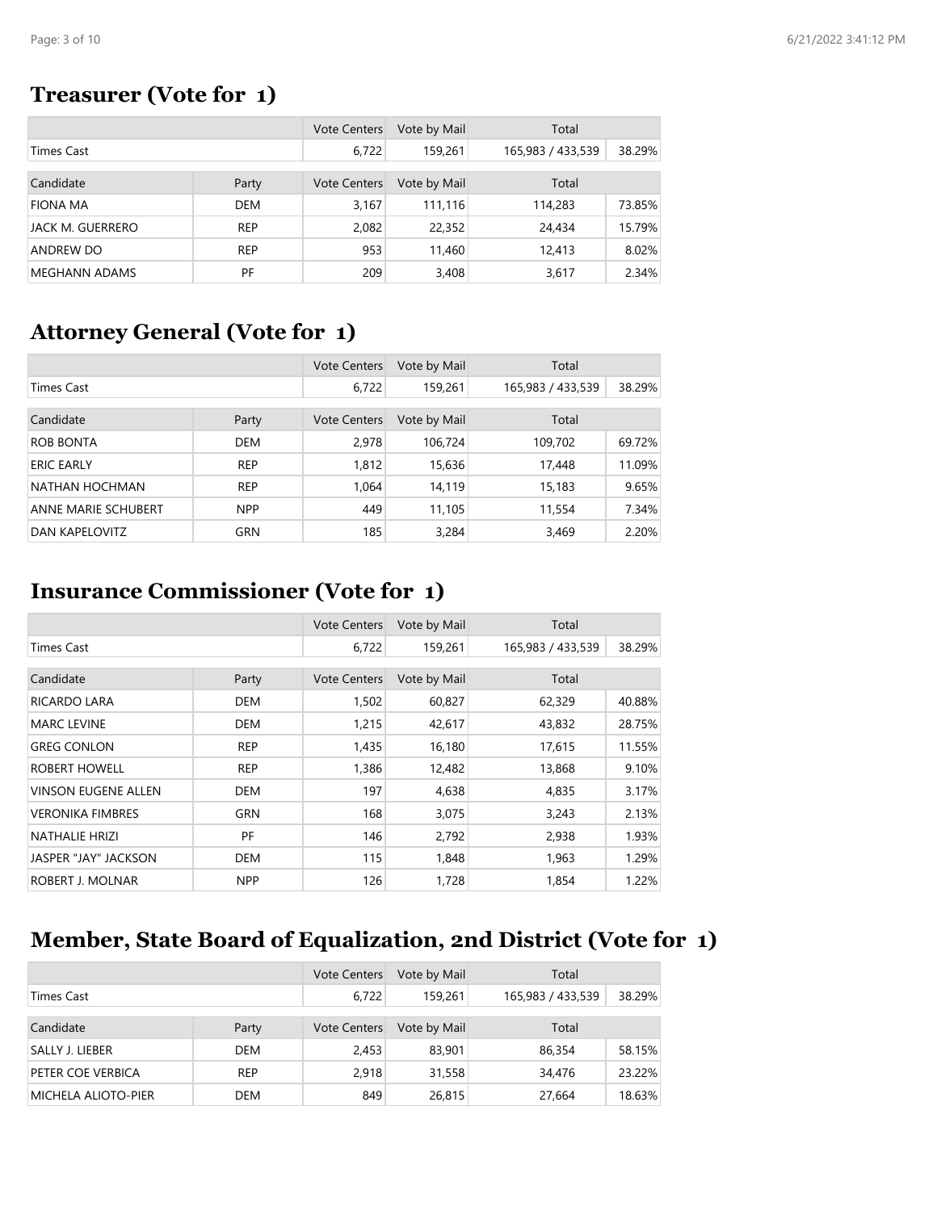## Treasurer (Vote for 1)

| | | Vote Centers | Vote by Mail | Total | |
|---|---|---|---|---|---|
| Times Cast | | 6,722 | 159,261 | 165,983 / 433,539 | 38.29% |
| **Candidate** | **Party** | **Vote Centers** | **Vote by Mail** | **Total** | |
| FIONA MA | DEM | 3,167 | 111,116 | 114,283 | 73.85% |
| JACK M. GUERRERO | REP | 2,082 | 22,352 | 24,434 | 15.79% |
| ANDREW DO | REP | 953 | 11,460 | 12,413 | 8.02% |
| MEGHANN ADAMS | PF | 209 | 3,408 | 3,617 | 2.34% |

## Attorney General (Vote for 1)

| | | Vote Centers | Vote by Mail | Total | |
|---|---|---|---|---|---|
| Times Cast | | 6,722 | 159,261 | 165,983 / 433,539 | 38.29% |
| **Candidate** | **Party** | **Vote Centers** | **Vote by Mail** | **Total** | |
| ROB BONTA | DEM | 2,978 | 106,724 | 109,702 | 69.72% |
| ERIC EARLY | REP | 1,812 | 15,636 | 17,448 | 11.09% |
| NATHAN HOCHMAN | REP | 1,064 | 14,119 | 15,183 | 9.65% |
| ANNE MARIE SCHUBERT | NPP | 449 | 11,105 | 11,554 | 7.34% |
| DAN KAPELOVITZ | GRN | 185 | 3,284 | 3,469 | 2.20% |

## Insurance Commissioner (Vote for 1)

| | | Vote Centers | Vote by Mail | Total | |
|---|---|---|---|---|---|
| Times Cast | | 6,722 | 159,261 | 165,983 / 433,539 | 38.29% |
| **Candidate** | **Party** | **Vote Centers** | **Vote by Mail** | **Total** | |
| RICARDO LARA | DEM | 1,502 | 60,827 | 62,329 | 40.88% |
| MARC LEVINE | DEM | 1,215 | 42,617 | 43,832 | 28.75% |
| GREG CONLON | REP | 1,435 | 16,180 | 17,615 | 11.55% |
| ROBERT HOWELL | REP | 1,386 | 12,482 | 13,868 | 9.10% |
| VINSON EUGENE ALLEN | DEM | 197 | 4,638 | 4,835 | 3.17% |
| VERONIKA FIMBRES | GRN | 168 | 3,075 | 3,243 | 2.13% |
| NATHALIE HRIZI | PF | 146 | 2,792 | 2,938 | 1.93% |
| JASPER "JAY" JACKSON | DEM | 115 | 1,848 | 1,963 | 1.29% |
| ROBERT J. MOLNAR | NPP | 126 | 1,728 | 1,854 | 1.22% |

## Member, State Board of Equalization, 2nd District (Vote for 1)

| | | Vote Centers | Vote by Mail | Total | |
|---|---|---|---|---|---|
| Times Cast | | 6,722 | 159,261 | 165,983 / 433,539 | 38.29% |
| **Candidate** | **Party** | **Vote Centers** | **Vote by Mail** | **Total** | |
| SALLY J. LIEBER | DEM | 2,453 | 83,901 | 86,354 | 58.15% |
| PETER COE VERBICA | REP | 2,918 | 31,558 | 34,476 | 23.22% |
| MICHELA ALIOTO-PIER | DEM | 849 | 26,815 | 27,664 | 18.63% |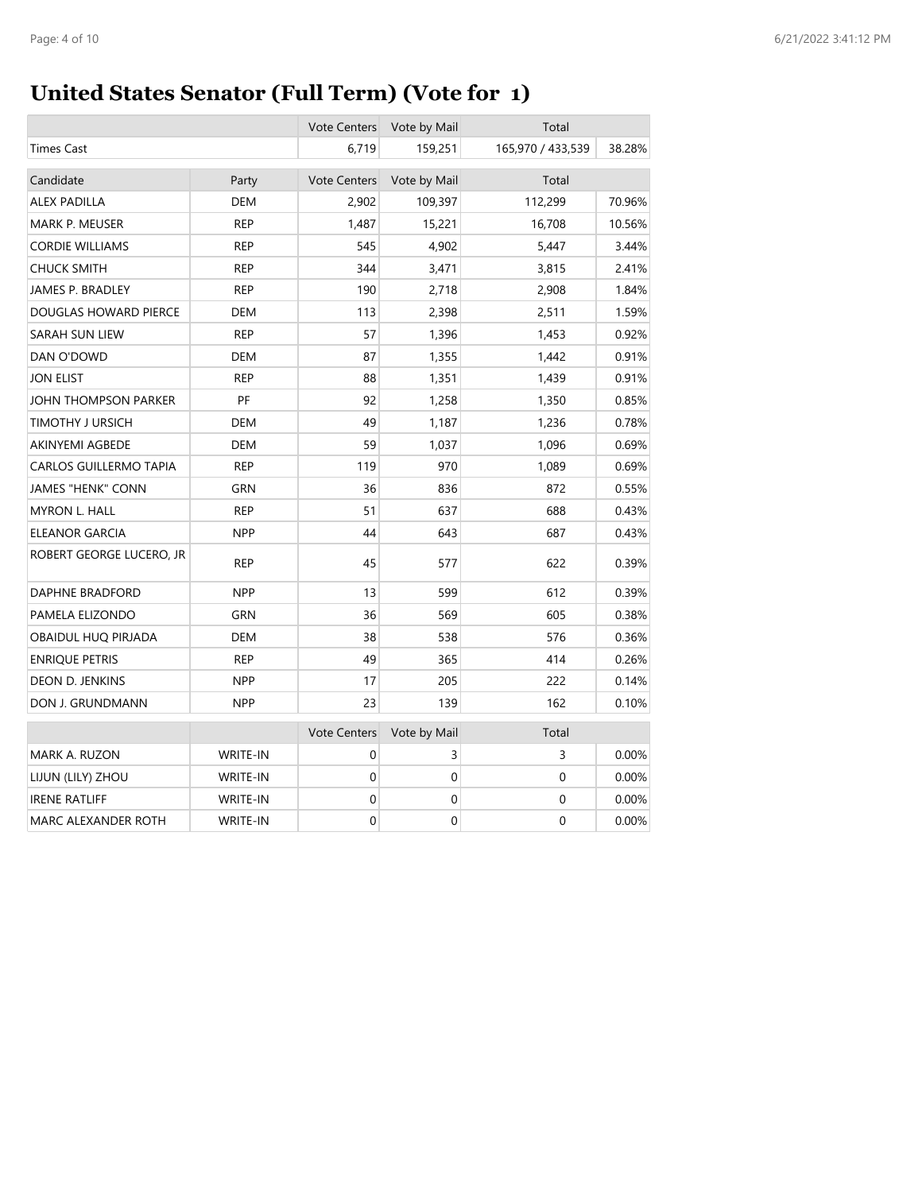# United States Senator (Full Term) (Vote for 1)

| | | Vote Centers | Vote by Mail | Total | |
|---|---|---|---|---|---|
| Times Cast | | 6,719 | 159,251 | 165,970 / 433,539 | 38.28% |

| Candidate | Party | Vote Centers | Vote by Mail | Total | |
|---|---|---|---|---|---|
| ALEX PADILLA | DEM | 2,902 | 109,397 | 112,299 | 70.96% |
| MARK P. MEUSER | REP | 1,487 | 15,221 | 16,708 | 10.56% |
| CORDIE WILLIAMS | REP | 545 | 4,902 | 5,447 | 3.44% |
| CHUCK SMITH | REP | 344 | 3,471 | 3,815 | 2.41% |
| JAMES P. BRADLEY | REP | 190 | 2,718 | 2,908 | 1.84% |
| DOUGLAS HOWARD PIERCE | DEM | 113 | 2,398 | 2,511 | 1.59% |
| SARAH SUN LIEW | REP | 57 | 1,396 | 1,453 | 0.92% |
| DAN O'DOWD | DEM | 87 | 1,355 | 1,442 | 0.91% |
| JON ELIST | REP | 88 | 1,351 | 1,439 | 0.91% |
| JOHN THOMPSON PARKER | PF | 92 | 1,258 | 1,350 | 0.85% |
| TIMOTHY J URSICH | DEM | 49 | 1,187 | 1,236 | 0.78% |
| AKINYEMI AGBEDE | DEM | 59 | 1,037 | 1,096 | 0.69% |
| CARLOS GUILLERMO TAPIA | REP | 119 | 970 | 1,089 | 0.69% |
| JAMES "HENK" CONN | GRN | 36 | 836 | 872 | 0.55% |
| MYRON L. HALL | REP | 51 | 637 | 688 | 0.43% |
| ELEANOR GARCIA | NPP | 44 | 643 | 687 | 0.43% |
| ROBERT GEORGE LUCERO, JR | REP | 45 | 577 | 622 | 0.39% |
| DAPHNE BRADFORD | NPP | 13 | 599 | 612 | 0.39% |
| PAMELA ELIZONDO | GRN | 36 | 569 | 605 | 0.38% |
| OBAIDUL HUQ PIRJADA | DEM | 38 | 538 | 576 | 0.36% |
| ENRIQUE PETRIS | REP | 49 | 365 | 414 | 0.26% |
| DEON D. JENKINS | NPP | 17 | 205 | 222 | 0.14% |
| DON J. GRUNDMANN | NPP | 23 | 139 | 162 | 0.10% |

| | | Vote Centers | Vote by Mail | Total | |
|---|---|---|---|---|---|
| MARK A. RUZON | WRITE-IN | 0 | 3 | 3 | 0.00% |
| LIJUN (LILY) ZHOU | WRITE-IN | 0 | 0 | 0 | 0.00% |
| IRENE RATLIFF | WRITE-IN | 0 | 0 | 0 | 0.00% |
| MARC ALEXANDER ROTH | WRITE-IN | 0 | 0 | 0 | 0.00% |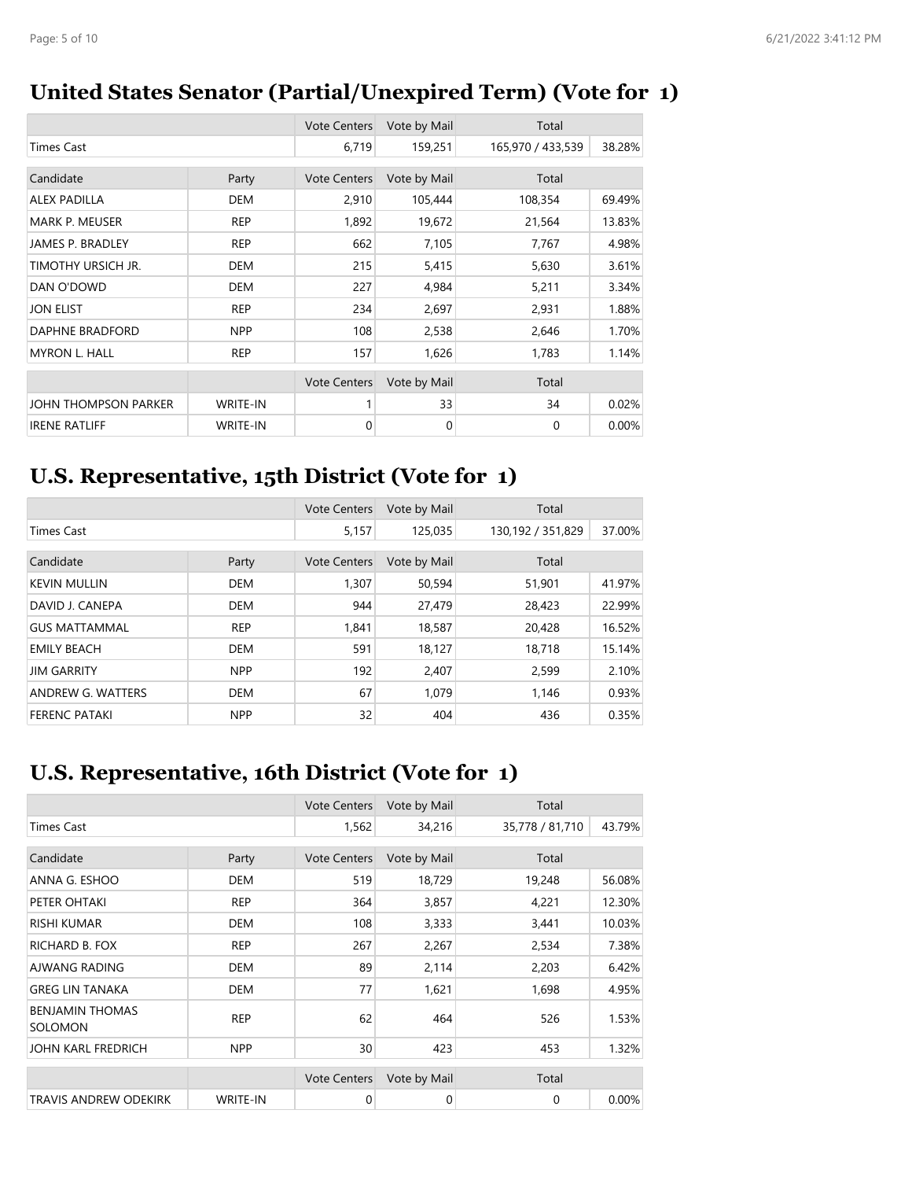## United States Senator (Partial/Unexpired Term) (Vote for 1)

| | | Vote Centers | Vote by Mail | Total | |
|---|---|---|---|---|---|
| Times Cast | | 6,719 | 159,251 | 165,970 / 433,539 | 38.28% |

| Candidate | Party | Vote Centers | Vote by Mail | Total | |
|---|---|---|---|---|---|
| ALEX PADILLA | DEM | 2,910 | 105,444 | 108,354 | 69.49% |
| MARK P. MEUSER | REP | 1,892 | 19,672 | 21,564 | 13.83% |
| JAMES P. BRADLEY | REP | 662 | 7,105 | 7,767 | 4.98% |
| TIMOTHY URSICH JR. | DEM | 215 | 5,415 | 5,630 | 3.61% |
| DAN O'DOWD | DEM | 227 | 4,984 | 5,211 | 3.34% |
| JON ELIST | REP | 234 | 2,697 | 2,931 | 1.88% |
| DAPHNE BRADFORD | NPP | 108 | 2,538 | 2,646 | 1.70% |
| MYRON L. HALL | REP | 157 | 1,626 | 1,783 | 1.14% |

| | | Vote Centers | Vote by Mail | Total | |
|---|---|---|---|---|---|
| JOHN THOMPSON PARKER | WRITE-IN | 1 | 33 | 34 | 0.02% |
| IRENE RATLIFF | WRITE-IN | 0 | 0 | 0 | 0.00% |

## U.S. Representative, 15th District (Vote for 1)

| | | Vote Centers | Vote by Mail | Total | |
|---|---|---|---|---|---|
| Times Cast | | 5,157 | 125,035 | 130,192 / 351,829 | 37.00% |

| Candidate | Party | Vote Centers | Vote by Mail | Total | |
|---|---|---|---|---|---|
| KEVIN MULLIN | DEM | 1,307 | 50,594 | 51,901 | 41.97% |
| DAVID J. CANEPA | DEM | 944 | 27,479 | 28,423 | 22.99% |
| GUS MATTAMMAL | REP | 1,841 | 18,587 | 20,428 | 16.52% |
| EMILY BEACH | DEM | 591 | 18,127 | 18,718 | 15.14% |
| JIM GARRITY | NPP | 192 | 2,407 | 2,599 | 2.10% |
| ANDREW G. WATTERS | DEM | 67 | 1,079 | 1,146 | 0.93% |
| FERENC PATAKI | NPP | 32 | 404 | 436 | 0.35% |

## U.S. Representative, 16th District (Vote for 1)

| | | Vote Centers | Vote by Mail | Total | |
|---|---|---|---|---|---|
| Times Cast | | 1,562 | 34,216 | 35,778 / 81,710 | 43.79% |

| Candidate | Party | Vote Centers | Vote by Mail | Total | |
|---|---|---|---|---|---|
| ANNA G. ESHOO | DEM | 519 | 18,729 | 19,248 | 56.08% |
| PETER OHTAKI | REP | 364 | 3,857 | 4,221 | 12.30% |
| RISHI KUMAR | DEM | 108 | 3,333 | 3,441 | 10.03% |
| RICHARD B. FOX | REP | 267 | 2,267 | 2,534 | 7.38% |
| AJWANG RADING | DEM | 89 | 2,114 | 2,203 | 6.42% |
| GREG LIN TANAKA | DEM | 77 | 1,621 | 1,698 | 4.95% |
| BENJAMIN THOMAS SOLOMON | REP | 62 | 464 | 526 | 1.53% |
| JOHN KARL FREDRICH | NPP | 30 | 423 | 453 | 1.32% |

| | | Vote Centers | Vote by Mail | Total | |
|---|---|---|---|---|---|
| TRAVIS ANDREW ODEKIRK | WRITE-IN | 0 | 0 | 0 | 0.00% |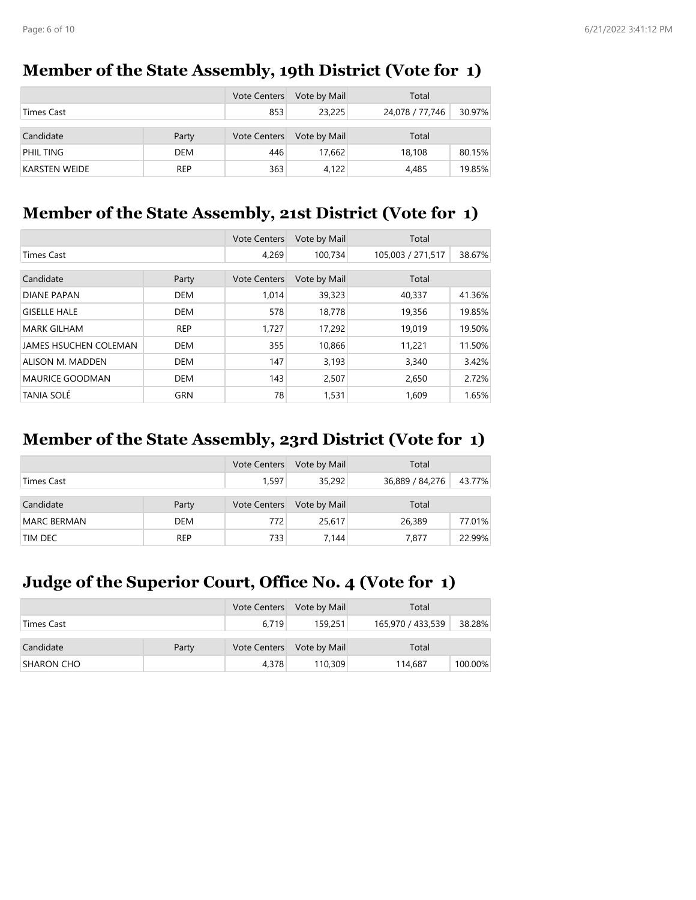## Member of the State Assembly, 19th District (Vote for 1)

| | | Vote Centers | Vote by Mail | Total | |
|---|---|---|---|---|---|
| Times Cast | | 853 | 23,225 | 24,078 / 77,746 | 30.97% |

| Candidate | Party | Vote Centers | Vote by Mail | Total | |
|---|---|---|---|---|---|
| PHIL TING | DEM | 446 | 17,662 | 18,108 | 80.15% |
| KARSTEN WEIDE | REP | 363 | 4,122 | 4,485 | 19.85% |

## Member of the State Assembly, 21st District (Vote for 1)

| | | Vote Centers | Vote by Mail | Total | |
|---|---|---|---|---|---|
| Times Cast | | 4,269 | 100,734 | 105,003 / 271,517 | 38.67% |

| Candidate | Party | Vote Centers | Vote by Mail | Total | |
|---|---|---|---|---|---|
| DIANE PAPAN | DEM | 1,014 | 39,323 | 40,337 | 41.36% |
| GISELLE HALE | DEM | 578 | 18,778 | 19,356 | 19.85% |
| MARK GILHAM | REP | 1,727 | 17,292 | 19,019 | 19.50% |
| JAMES HSUCHEN COLEMAN | DEM | 355 | 10,866 | 11,221 | 11.50% |
| ALISON M. MADDEN | DEM | 147 | 3,193 | 3,340 | 3.42% |
| MAURICE GOODMAN | DEM | 143 | 2,507 | 2,650 | 2.72% |
| TANIA SOLÉ | GRN | 78 | 1,531 | 1,609 | 1.65% |

## Member of the State Assembly, 23rd District (Vote for 1)

| | | Vote Centers | Vote by Mail | Total | |
|---|---|---|---|---|---|
| Times Cast | | 1,597 | 35,292 | 36,889 / 84,276 | 43.77% |

| Candidate | Party | Vote Centers | Vote by Mail | Total | |
|---|---|---|---|---|---|
| MARC BERMAN | DEM | 772 | 25,617 | 26,389 | 77.01% |
| TIM DEC | REP | 733 | 7,144 | 7,877 | 22.99% |

## Judge of the Superior Court, Office No. 4 (Vote for 1)

| | | Vote Centers | Vote by Mail | Total | |
|---|---|---|---|---|---|
| Times Cast | | 6,719 | 159,251 | 165,970 / 433,539 | 38.28% |

| Candidate | Party | Vote Centers | Vote by Mail | Total | |
|---|---|---|---|---|---|
| SHARON CHO | | 4,378 | 110,309 | 114,687 | 100.00% |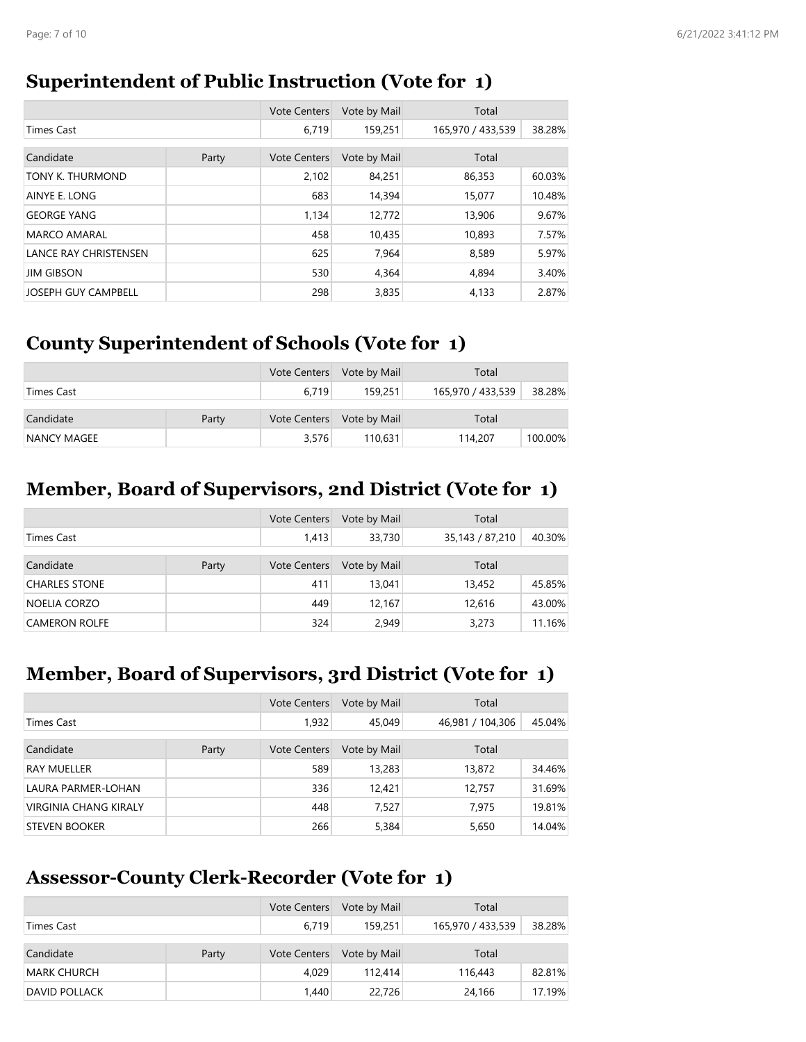## Superintendent of Public Instruction (Vote for 1)

| | | Vote Centers | Vote by Mail | Total | |
|---|---|---|---|---|---|
| Times Cast | | 6,719 | 159,251 | 165,970 / 433,539 | 38.28% |

| Candidate | Party | Vote Centers | Vote by Mail | Total | |
|---|---|---|---|---|---|
| TONY K. THURMOND | | 2,102 | 84,251 | 86,353 | 60.03% |
| AINYE E. LONG | | 683 | 14,394 | 15,077 | 10.48% |
| GEORGE YANG | | 1,134 | 12,772 | 13,906 | 9.67% |
| MARCO AMARAL | | 458 | 10,435 | 10,893 | 7.57% |
| LANCE RAY CHRISTENSEN | | 625 | 7,964 | 8,589 | 5.97% |
| JIM GIBSON | | 530 | 4,364 | 4,894 | 3.40% |
| JOSEPH GUY CAMPBELL | | 298 | 3,835 | 4,133 | 2.87% |

## County Superintendent of Schools (Vote for 1)

| | | Vote Centers | Vote by Mail | Total | |
|---|---|---|---|---|---|
| Times Cast | | 6,719 | 159,251 | 165,970 / 433,539 | 38.28% |

| Candidate | Party | Vote Centers | Vote by Mail | Total | |
|---|---|---|---|---|---|
| NANCY MAGEE | | 3,576 | 110,631 | 114,207 | 100.00% |

## Member, Board of Supervisors, 2nd District (Vote for 1)

| | | Vote Centers | Vote by Mail | Total | |
|---|---|---|---|---|---|
| Times Cast | | 1,413 | 33,730 | 35,143 / 87,210 | 40.30% |

| Candidate | Party | Vote Centers | Vote by Mail | Total | |
|---|---|---|---|---|---|
| CHARLES STONE | | 411 | 13,041 | 13,452 | 45.85% |
| NOELIA CORZO | | 449 | 12,167 | 12,616 | 43.00% |
| CAMERON ROLFE | | 324 | 2,949 | 3,273 | 11.16% |

## Member, Board of Supervisors, 3rd District (Vote for 1)

| | | Vote Centers | Vote by Mail | Total | |
|---|---|---|---|---|---|
| Times Cast | | 1,932 | 45,049 | 46,981 / 104,306 | 45.04% |

| Candidate | Party | Vote Centers | Vote by Mail | Total | |
|---|---|---|---|---|---|
| RAY MUELLER | | 589 | 13,283 | 13,872 | 34.46% |
| LAURA PARMER-LOHAN | | 336 | 12,421 | 12,757 | 31.69% |
| VIRGINIA CHANG KIRALY | | 448 | 7,527 | 7,975 | 19.81% |
| STEVEN BOOKER | | 266 | 5,384 | 5,650 | 14.04% |

## Assessor-County Clerk-Recorder (Vote for 1)

| | | Vote Centers | Vote by Mail | Total | |
|---|---|---|---|---|---|
| Times Cast | | 6,719 | 159,251 | 165,970 / 433,539 | 38.28% |

| Candidate | Party | Vote Centers | Vote by Mail | Total | |
|---|---|---|---|---|---|
| MARK CHURCH | | 4,029 | 112,414 | 116,443 | 82.81% |
| DAVID POLLACK | | 1,440 | 22,726 | 24,166 | 17.19% |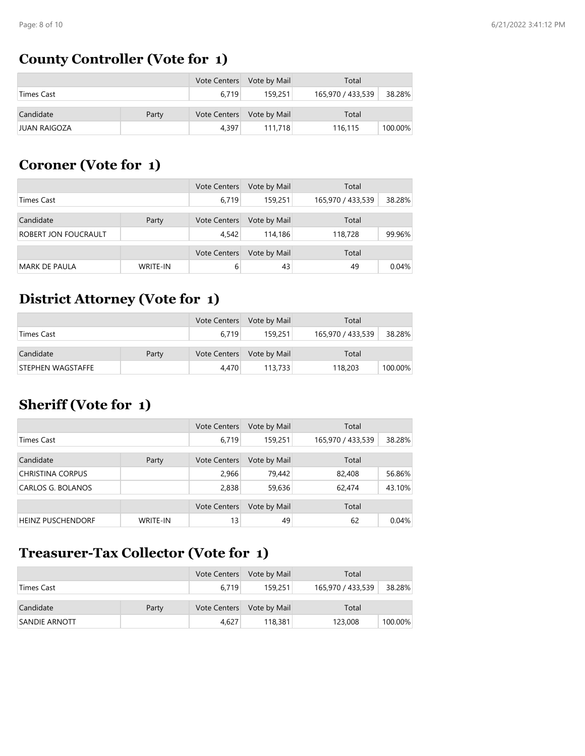## County Controller (Vote for 1)

| | | Vote Centers | Vote by Mail | Total | |
|---|---|---|---|---|---|
| Times Cast | | 6,719 | 159,251 | 165,970 / 433,539 | 38.28% |
| Candidate | Party | Vote Centers | Vote by Mail | Total | |
| JUAN RAIGOZA | | 4,397 | 111,718 | 116,115 | 100.00% |

## Coroner (Vote for 1)

| | | Vote Centers | Vote by Mail | Total | |
|---|---|---|---|---|---|
| Times Cast | | 6,719 | 159,251 | 165,970 / 433,539 | 38.28% |
| Candidate | Party | Vote Centers | Vote by Mail | Total | |
| ROBERT JON FOUCRAULT | | 4,542 | 114,186 | 118,728 | 99.96% |
| | | Vote Centers | Vote by Mail | Total | |
| MARK DE PAULA | WRITE-IN | 6 | 43 | 49 | 0.04% |

## District Attorney (Vote for 1)

| | | Vote Centers | Vote by Mail | Total | |
|---|---|---|---|---|---|
| Times Cast | | 6,719 | 159,251 | 165,970 / 433,539 | 38.28% |
| Candidate | Party | Vote Centers | Vote by Mail | Total | |
| STEPHEN WAGSTAFFE | | 4,470 | 113,733 | 118,203 | 100.00% |

## Sheriff (Vote for 1)

| | | Vote Centers | Vote by Mail | Total | |
|---|---|---|---|---|---|
| Times Cast | | 6,719 | 159,251 | 165,970 / 433,539 | 38.28% |
| Candidate | Party | Vote Centers | Vote by Mail | Total | |
| CHRISTINA CORPUS | | 2,966 | 79,442 | 82,408 | 56.86% |
| CARLOS G. BOLANOS | | 2,838 | 59,636 | 62,474 | 43.10% |
| | | Vote Centers | Vote by Mail | Total | |
| HEINZ PUSCHENDORF | WRITE-IN | 13 | 49 | 62 | 0.04% |

## Treasurer-Tax Collector (Vote for 1)

| | | Vote Centers | Vote by Mail | Total | |
|---|---|---|---|---|---|
| Times Cast | | 6,719 | 159,251 | 165,970 / 433,539 | 38.28% |
| Candidate | Party | Vote Centers | Vote by Mail | Total | |
| SANDIE ARNOTT | | 4,627 | 118,381 | 123,008 | 100.00% |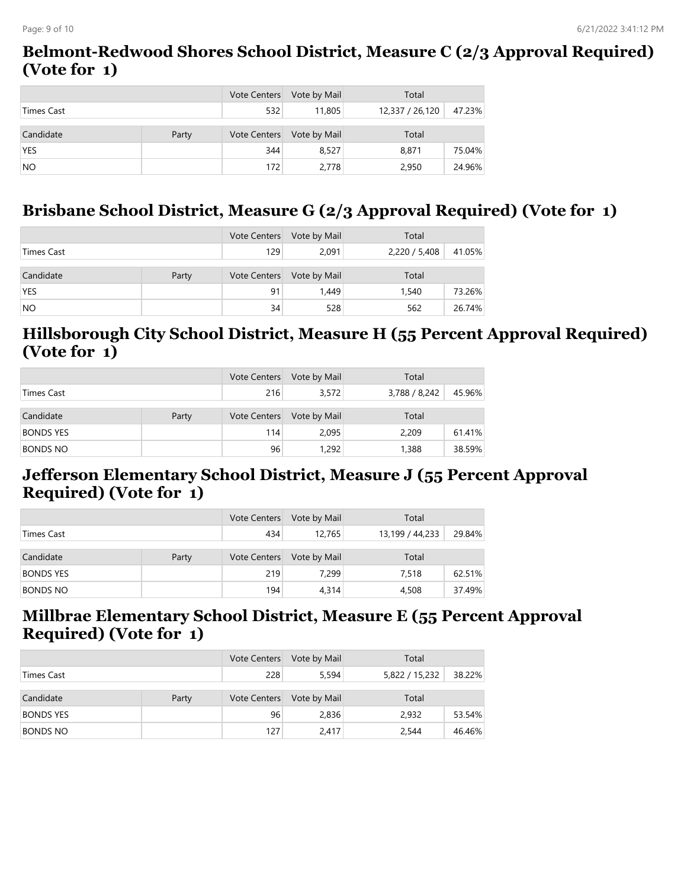## Belmont-Redwood Shores School District, Measure C (2/3 Approval Required) (Vote for 1)

| | | Vote Centers | Vote by Mail | Total | |
|---|---|---|---|---|---|
| Times Cast | | 532 | 11,805 | 12,337 / 26,120 | 47.23% |

| Candidate | Party | Vote Centers | Vote by Mail | Total | |
|---|---|---|---|---|---|
| YES | | 344 | 8,527 | 8,871 | 75.04% |
| NO | | 172 | 2,778 | 2,950 | 24.96% |

## Brisbane School District, Measure G (2/3 Approval Required) (Vote for 1)

| | | Vote Centers | Vote by Mail | Total | |
|---|---|---|---|---|---|
| Times Cast | | 129 | 2,091 | 2,220 / 5,408 | 41.05% |

| Candidate | Party | Vote Centers | Vote by Mail | Total | |
|---|---|---|---|---|---|
| YES | | 91 | 1,449 | 1,540 | 73.26% |
| NO | | 34 | 528 | 562 | 26.74% |

## Hillsborough City School District, Measure H (55 Percent Approval Required) (Vote for 1)

| | | Vote Centers | Vote by Mail | Total | |
|---|---|---|---|---|---|
| Times Cast | | 216 | 3,572 | 3,788 / 8,242 | 45.96% |

| Candidate | Party | Vote Centers | Vote by Mail | Total | |
|---|---|---|---|---|---|
| BONDS YES | | 114 | 2,095 | 2,209 | 61.41% |
| BONDS NO | | 96 | 1,292 | 1,388 | 38.59% |

## Jefferson Elementary School District, Measure J (55 Percent Approval Required) (Vote for 1)

| | | Vote Centers | Vote by Mail | Total | |
|---|---|---|---|---|---|
| Times Cast | | 434 | 12,765 | 13,199 / 44,233 | 29.84% |

| Candidate | Party | Vote Centers | Vote by Mail | Total | |
|---|---|---|---|---|---|
| BONDS YES | | 219 | 7,299 | 7,518 | 62.51% |
| BONDS NO | | 194 | 4,314 | 4,508 | 37.49% |

## Millbrae Elementary School District, Measure E (55 Percent Approval Required) (Vote for 1)

| | | Vote Centers | Vote by Mail | Total | |
|---|---|---|---|---|---|
| Times Cast | | 228 | 5,594 | 5,822 / 15,232 | 38.22% |

| Candidate | Party | Vote Centers | Vote by Mail | Total | |
|---|---|---|---|---|---|
| BONDS YES | | 96 | 2,836 | 2,932 | 53.54% |
| BONDS NO | | 127 | 2,417 | 2,544 | 46.46% |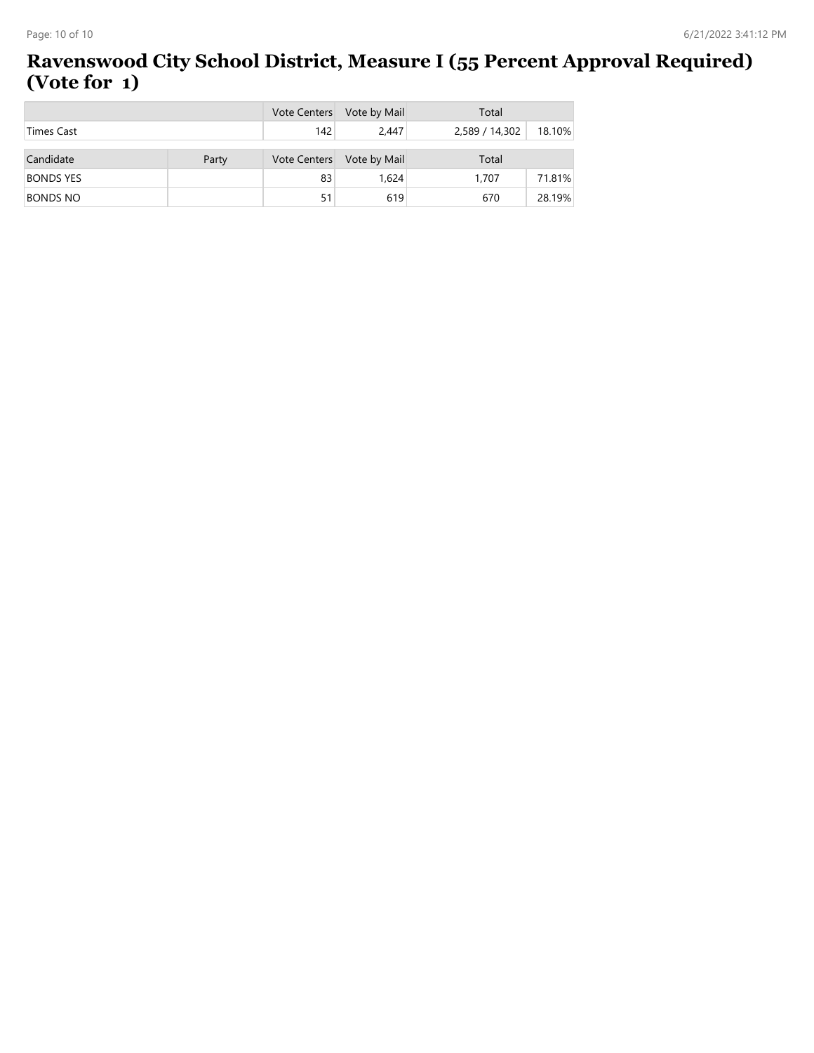# Ravenswood City School District, Measure I (55 Percent Approval Required) (Vote for 1)

| | | Vote Centers | Vote by Mail | Total | |
|---|---|---|---|---|---|
| Times Cast | | 142 | 2,447 | 2,589 / 14,302 | 18.10% |

| Candidate | Party | Vote Centers | Vote by Mail | Total | |
|---|---|---|---|---|---|
| BONDS YES | | 83 | 1,624 | 1,707 | 71.81% |
| BONDS NO | | 51 | 619 | 670 | 28.19% |